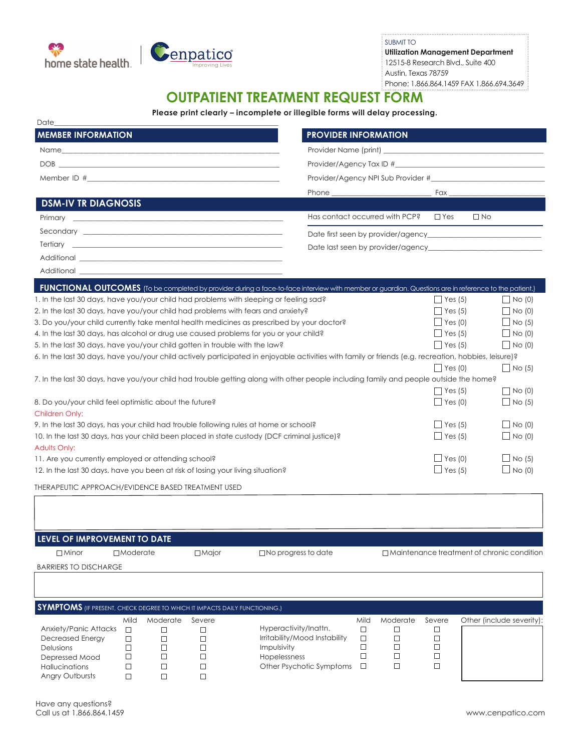home state health | Cenpatico Improving Lives

SUBMIT TO
**Utilization Management Department**
12515-8 Research Blvd., Suite 400
Austin, Texas 78759
Phone: 1.866.864.1459 FAX 1.866.694.3649

# OUTPATIENT TREATMENT REQUEST FORM

**Please print clearly – incomplete or illegible forms will delay processing.**

Date\_\_\_\_\_\_\_\_\_\_\_\_\_\_\_\_\_\_\_\_\_\_\_\_\_\_\_\_\_\_

## MEMBER INFORMATION

Name\_\_\_\_\_\_\_\_\_\_\_\_\_\_\_\_\_\_\_\_\_\_\_\_\_\_\_\_\_\_

DOB \_\_\_\_\_\_\_\_\_\_\_\_\_\_\_\_\_\_\_\_\_\_\_\_\_\_\_\_\_\_

Member ID #\_\_\_\_\_\_\_\_\_\_\_\_\_\_\_\_\_\_\_\_\_\_\_\_\_\_\_\_\_\_

## PROVIDER INFORMATION

Provider Name (print) \_\_\_\_\_\_\_\_\_\_\_\_\_\_\_\_\_\_\_\_\_\_\_\_\_\_\_\_\_\_

Provider/Agency Tax ID #\_\_\_\_\_\_\_\_\_\_\_\_\_\_\_\_\_\_\_\_\_\_\_\_\_\_\_\_\_\_

Provider/Agency NPI Sub Provider #\_\_\_\_\_\_\_\_\_\_\_\_\_\_\_\_\_\_\_\_\_\_\_\_\_\_\_\_\_\_

Phone \_\_\_\_\_\_\_\_\_\_\_\_\_\_\_\_\_\_\_\_ Fax \_\_\_\_\_\_\_\_\_\_\_\_\_\_\_\_\_\_\_\_

Has contact occurred with PCP? ☐ Yes ☐ No

Date first seen by provider/agency\_\_\_\_\_\_\_\_\_\_\_\_\_\_\_\_\_\_\_\_\_\_\_\_\_\_\_\_\_\_

Date last seen by provider/agency\_\_\_\_\_\_\_\_\_\_\_\_\_\_\_\_\_\_\_\_\_\_\_\_\_\_\_\_\_\_

## DSM-IV TR DIAGNOSIS

Primary \_\_\_\_\_\_\_\_\_\_\_\_\_\_\_\_\_\_\_\_\_\_\_\_\_\_\_\_\_\_

Secondary \_\_\_\_\_\_\_\_\_\_\_\_\_\_\_\_\_\_\_\_\_\_\_\_\_\_\_\_\_\_

Tertiary \_\_\_\_\_\_\_\_\_\_\_\_\_\_\_\_\_\_\_\_\_\_\_\_\_\_\_\_\_\_

Additional \_\_\_\_\_\_\_\_\_\_\_\_\_\_\_\_\_\_\_\_\_\_\_\_\_\_\_\_\_\_

Additional \_\_\_\_\_\_\_\_\_\_\_\_\_\_\_\_\_\_\_\_\_\_\_\_\_\_\_\_\_\_

## FUNCTIONAL OUTCOMES (To be completed by provider during a face-to-face interview with member or guardian. Questions are in reference to the patient.)

| Question | Yes | No |
|---|---|---|
| 1. In the last 30 days, have you/your child had problems with sleeping or feeling sad? | ☐ Yes (5) | ☐ No (0) |
| 2. In the last 30 days, have you/your child had problems with fears and anxiety? | ☐ Yes (5) | ☐ No (0) |
| 3. Do you/your child currently take mental health medicines as prescribed by your doctor? | ☐ Yes (0) | ☐ No (5) |
| 4. In the last 30 days, has alcohol or drug use caused problems for you or your child? | ☐ Yes (5) | ☐ No (0) |
| 5. In the last 30 days, have you/your child gotten in trouble with the law? | ☐ Yes (5) | ☐ No (0) |
| 6. In the last 30 days, have you/your child actively participated in enjoyable activities with family or friends (e.g. recreation, hobbies, leisure)? | ☐ Yes (0) | ☐ No (5) |
| 7. In the last 30 days, have you/your child had trouble getting along with other people including family and people outside the home? | ☐ Yes (5) | ☐ No (0) |
| 8. Do you/your child feel optimistic about the future? | ☐ Yes (0) | ☐ No (5) |
| **Children Only:** | | |
| 9. In the last 30 days, has your child had trouble following rules at home or school? | ☐ Yes (5) | ☐ No (0) |
| 10. In the last 30 days, has your child been placed in state custody (DCF criminal justice)? | ☐ Yes (5) | ☐ No (0) |
| **Adults Only:** | | |
| 11. Are you currently employed or attending school? | ☐ Yes (0) | ☐ No (5) |
| 12. In the last 30 days, have you been at risk of losing your living situation? | ☐ Yes (5) | ☐ No (0) |

THERAPEUTIC APPROACH/EVIDENCE BASED TREATMENT USED

\_\_\_\_\_\_\_\_\_\_\_\_\_\_\_\_\_\_\_\_\_\_\_\_\_\_\_\_\_\_

## LEVEL OF IMPROVEMENT TO DATE

☐ Minor ☐ Moderate ☐ Major ☐ No progress to date ☐ Maintenance treatment of chronic condition

BARRIERS TO DISCHARGE

\_\_\_\_\_\_\_\_\_\_\_\_\_\_\_\_\_\_\_\_\_\_\_\_\_\_\_\_\_\_

## SYMPTOMS (IF PRESENT, CHECK DEGREE TO WHICH IT IMPACTS DAILY FUNCTIONING.)

| Symptom | Mild | Moderate | Severe | Symptom | Mild | Moderate | Severe |
|---|---|---|---|---|---|---|---|
| Anxiety/Panic Attacks | ☐ | ☐ | ☐ | Hyperactivity/Inattn. | ☐ | ☐ | ☐ |
| Decreased Energy | ☐ | ☐ | ☐ | Irritability/Mood Instability | ☐ | ☐ | ☐ |
| Delusions | ☐ | ☐ | ☐ | Impulsivity | ☐ | ☐ | ☐ |
| Depressed Mood | ☐ | ☐ | ☐ | Hopelessness | ☐ | ☐ | ☐ |
| Hallucinations | ☐ | ☐ | ☐ | Other Psychotic Symptoms | ☐ | ☐ | ☐ |
| Angry Outbursts | ☐ | ☐ | ☐ | | | | |

Other (include severity):

\_\_\_\_\_\_\_\_\_\_\_\_\_\_\_\_\_\_\_\_\_\_\_\_\_\_\_\_\_\_

Have any questions?
Call us at 1.866.864.1459

www.cenpatico.com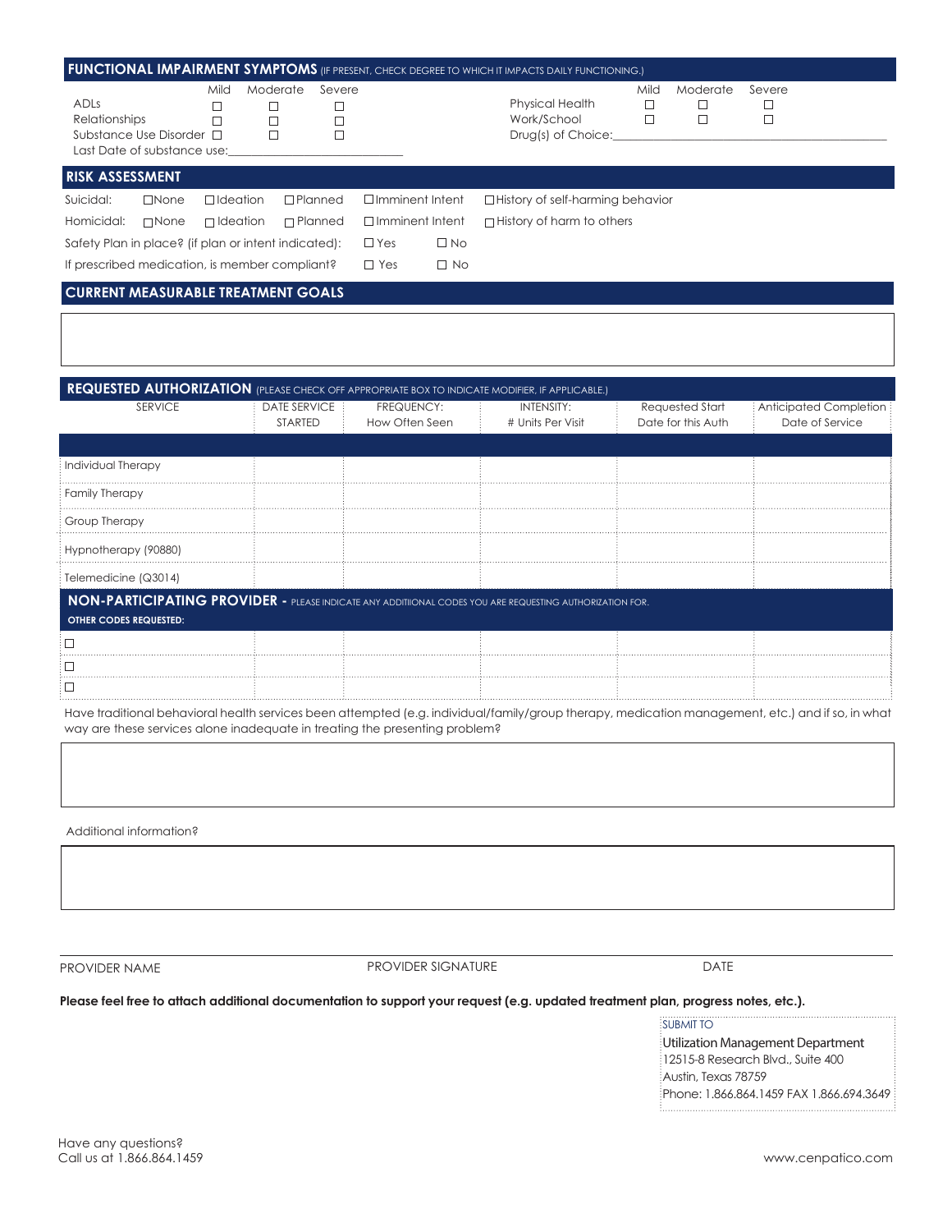## FUNCTIONAL IMPAIRMENT SYMPTOMS (IF PRESENT, CHECK DEGREE TO WHICH IT IMPACTS DAILY FUNCTIONING.)

| | Mild | Moderate | Severe | | Mild | Moderate | Severe |
|---|---|---|---|---|---|---|---|
| ADLs | ☐ | ☐ | ☐ | Physical Health | ☐ | ☐ | ☐ |
| Relationships | ☐ | ☐ | ☐ | Work/School | ☐ | ☐ | ☐ |
| Substance Use Disorder | ☐ | ☐ | ☐ | Drug(s) of Choice:______________________ | | | |

Last Date of substance use:______________________

## RISK ASSESSMENT

Suicidal: ☐None ☐Ideation ☐Planned ☐Imminent Intent ☐History of self-harming behavior

Homicidal: ☐None ☐Ideation ☐Planned ☐Imminent Intent ☐History of harm to others

Safety Plan in place? (if plan or intent indicated): ☐ Yes ☐ No

If prescribed medication, is member compliant? ☐ Yes ☐ No

## CURRENT MEASURABLE TREATMENT GOALS

## REQUESTED AUTHORIZATION (PLEASE CHECK OFF APPROPRIATE BOX TO INDICATE MODIFIER, IF APPLICABLE.)

| SERVICE | DATE SERVICE STARTED | FREQUENCY: How Often Seen | INTENSITY: # Units Per Visit | Requested Start Date for this Auth | Anticipated Completion Date of Service |
|---|---|---|---|---|---|
| Individual Therapy | | | | | |
| Family Therapy | | | | | |
| Group Therapy | | | | | |
| Hypnotherapy (90880) | | | | | |
| Telemedicine (Q3014) | | | | | |

### NON-PARTICIPATING PROVIDER - PLEASE INDICATE ANY ADDITIIONAL CODES YOU ARE REQUESTING AUTHORIZATION FOR.

**OTHER CODES REQUESTED:**

| | | | | | |
|---|---|---|---|---|---|
| ☐ | | | | | |
| ☐ | | | | | |
| ☐ | | | | | |

Have traditional behavioral health services been attempted (e.g. individual/family/group therapy, medication management, etc.) and if so, in what way are these services alone inadequate in treating the presenting problem?

Additional information?

PROVIDER NAME PROVIDER SIGNATURE DATE

**Please feel free to attach additional documentation to support your request (e.g. updated treatment plan, progress notes, etc.).**

SUBMIT TO
Utilization Management Department
12515-8 Research Blvd., Suite 400
Austin, Texas 78759
Phone: 1.866.864.1459 FAX 1.866.694.3649

Have any questions?
Call us at 1.866.864.1459

www.cenpatico.com